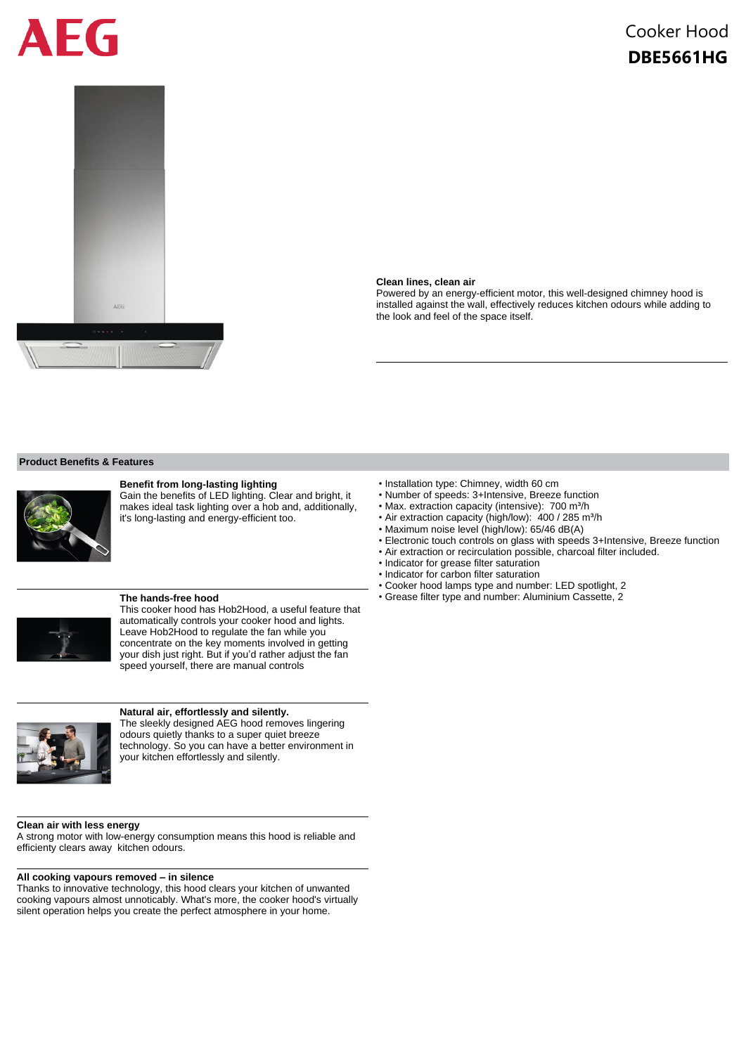AEG

# Cooker Hood
## DBE5661HG

**Clean lines, clean air**
Powered by an energy-efficient motor, this well-designed chimney hood is installed against the wall, effectively reduces kitchen odours while adding to the look and feel of the space itself.

## Product Benefits & Features

**Benefit from long-lasting lighting**
Gain the benefits of LED lighting. Clear and bright, it makes ideal task lighting over a hob and, additionally, it's long-lasting and energy-efficient too.

**The hands-free hood**
This cooker hood has Hob2Hood, a useful feature that automatically controls your cooker hood and lights. Leave Hob2Hood to regulate the fan while you concentrate on the key moments involved in getting your dish just right. But if you'd rather adjust the fan speed yourself, there are manual controls

**Natural air, effortlessly and silently.**
The sleekly designed AEG hood removes lingering odours quietly thanks to a super quiet breeze technology. So you can have a better environment in your kitchen effortlessly and silently.

**Clean air with less energy**
A strong motor with low-energy consumption means this hood is reliable and efficienty clears away kitchen odours.

**All cooking vapours removed – in silence**
Thanks to innovative technology, this hood clears your kitchen of unwanted cooking vapours almost unnoticably. What's more, the cooker hood's virtually silent operation helps you create the perfect atmosphere in your home.

- Installation type: Chimney, width 60 cm
- Number of speeds: 3+Intensive, Breeze function
- Max. extraction capacity (intensive): 700 m³/h
- Air extraction capacity (high/low): 400 / 285 m³/h
- Maximum noise level (high/low): 65/46 dB(A)
- Electronic touch controls on glass with speeds 3+Intensive, Breeze function
- Air extraction or recirculation possible, charcoal filter included.
- Indicator for grease filter saturation
- Indicator for carbon filter saturation
- Cooker hood lamps type and number: LED spotlight, 2
- Grease filter type and number: Aluminium Cassette, 2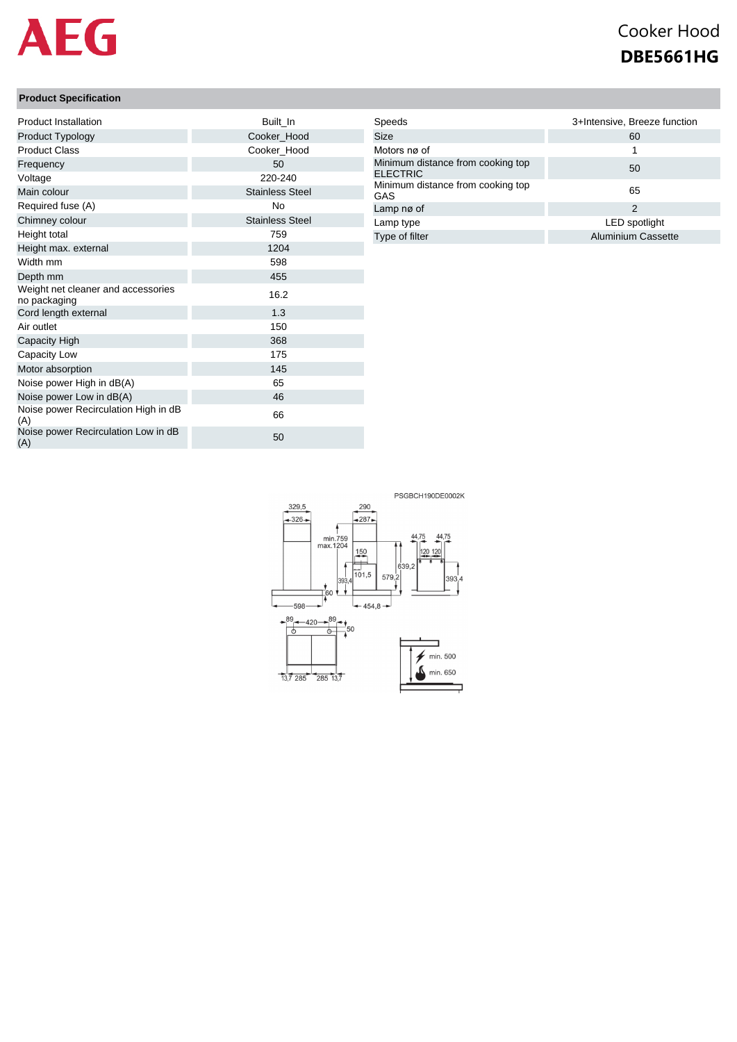# Cooker Hood
**DBE5661HG**

## Product Specification

| | |
|---|---|
| Product Installation | Built_In |
| Product Typology | Cooker_Hood |
| Product Class | Cooker_Hood |
| Frequency | 50 |
| Voltage | 220-240 |
| Main colour | Stainless Steel |
| Required fuse (A) | No |
| Chimney colour | Stainless Steel |
| Height total | 759 |
| Height max. external | 1204 |
| Width mm | 598 |
| Depth mm | 455 |
| Weight net cleaner and accessories no packaging | 16.2 |
| Cord length external | 1.3 |
| Air outlet | 150 |
| Capacity High | 368 |
| Capacity Low | 175 |
| Motor absorption | 145 |
| Noise power High in dB(A) | 65 |
| Noise power Low in dB(A) | 46 |
| Noise power Recirculation High in dB (A) | 66 |
| Noise power Recirculation Low in dB (A) | 50 |

| | |
|---|---|
| Speeds | 3+Intensive, Breeze function |
| Size | 60 |
| Motors nø of | 1 |
| Minimum distance from cooking top ELECTRIC | 50 |
| Minimum distance from cooking top GAS | 65 |
| Lamp nø of | 2 |
| Lamp type | LED spotlight |
| Type of filter | Aluminium Cassette |

PSGBCH190DE0002K

329,5
326
290
287
min.759
max.1204
150
101,5
393,4
60
598
454,8
579,2
639,2
44,75
44,75
120 120
393,4
89
420
89
50
13,7 285
285 13,7
min. 500
min. 650